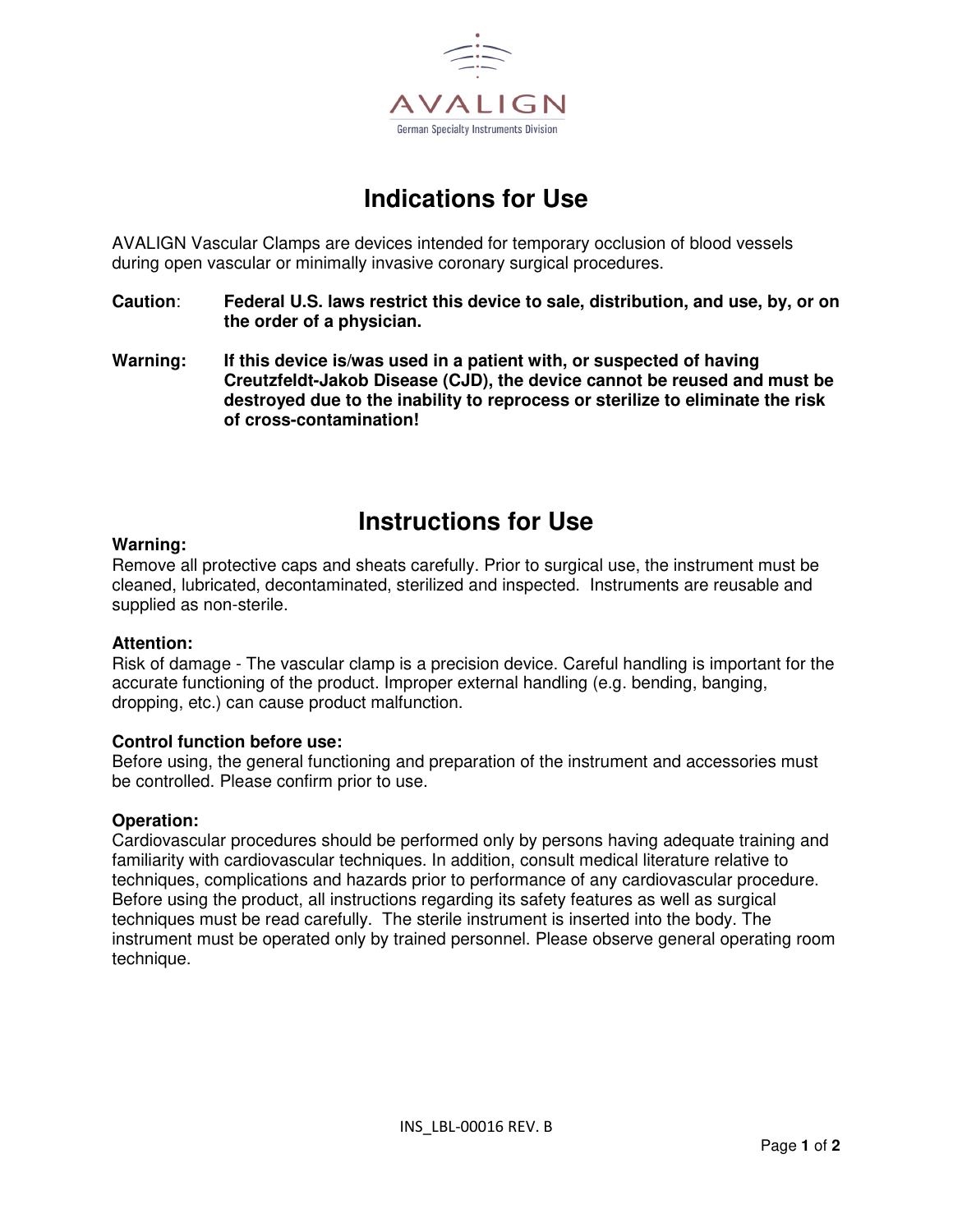AVALIGN

German Specialty Instruments Division

# Indications for Use

AVALIGN Vascular Clamps are devices intended for temporary occlusion of blood vessels during open vascular or minimally invasive coronary surgical procedures.

**Caution**: **Federal U.S. laws restrict this device to sale, distribution, and use, by, or on the order of a physician.**

**Warning:** **If this device is/was used in a patient with, or suspected of having Creutzfeldt-Jakob Disease (CJD), the device cannot be reused and must be destroyed due to the inability to reprocess or sterilize to eliminate the risk of cross-contamination!**

# Instructions for Use

**Warning:**
Remove all protective caps and sheats carefully. Prior to surgical use, the instrument must be cleaned, lubricated, decontaminated, sterilized and inspected. Instruments are reusable and supplied as non-sterile.

**Attention:**
Risk of damage - The vascular clamp is a precision device. Careful handling is important for the accurate functioning of the product. Improper external handling (e.g. bending, banging, dropping, etc.) can cause product malfunction.

**Control function before use:**
Before using, the general functioning and preparation of the instrument and accessories must be controlled. Please confirm prior to use.

**Operation:**
Cardiovascular procedures should be performed only by persons having adequate training and familiarity with cardiovascular techniques. In addition, consult medical literature relative to techniques, complications and hazards prior to performance of any cardiovascular procedure. Before using the product, all instructions regarding its safety features as well as surgical techniques must be read carefully. The sterile instrument is inserted into the body. The instrument must be operated only by trained personnel. Please observe general operating room technique.

INS_LBL-00016 REV. B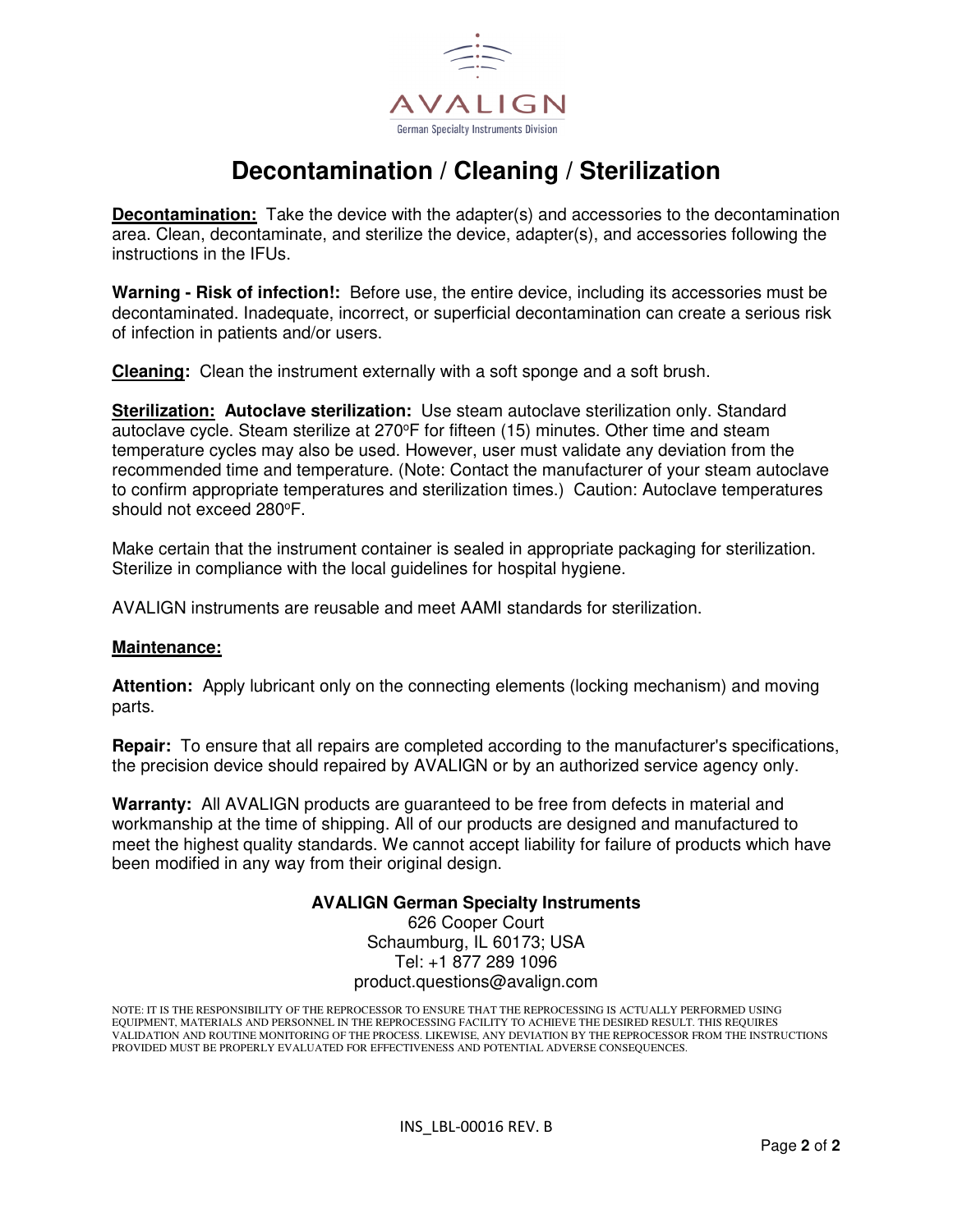AVALIGN

German Specialty Instruments Division

# Decontamination / Cleaning / Sterilization

**Decontamination:** Take the device with the adapter(s) and accessories to the decontamination area. Clean, decontaminate, and sterilize the device, adapter(s), and accessories following the instructions in the IFUs.

**Warning - Risk of infection!:** Before use, the entire device, including its accessories must be decontaminated. Inadequate, incorrect, or superficial decontamination can create a serious risk of infection in patients and/or users.

**Cleaning:** Clean the instrument externally with a soft sponge and a soft brush.

**Sterilization: Autoclave sterilization:** Use steam autoclave sterilization only. Standard autoclave cycle. Steam sterilize at 270°F for fifteen (15) minutes. Other time and steam temperature cycles may also be used. However, user must validate any deviation from the recommended time and temperature. (Note: Contact the manufacturer of your steam autoclave to confirm appropriate temperatures and sterilization times.) Caution: Autoclave temperatures should not exceed 280°F.

Make certain that the instrument container is sealed in appropriate packaging for sterilization. Sterilize in compliance with the local guidelines for hospital hygiene.

AVALIGN instruments are reusable and meet AAMI standards for sterilization.

**Maintenance:**

**Attention:** Apply lubricant only on the connecting elements (locking mechanism) and moving parts.

**Repair:** To ensure that all repairs are completed according to the manufacturer's specifications, the precision device should repaired by AVALIGN or by an authorized service agency only.

**Warranty:** All AVALIGN products are guaranteed to be free from defects in material and workmanship at the time of shipping. All of our products are designed and manufactured to meet the highest quality standards. We cannot accept liability for failure of products which have been modified in any way from their original design.

**AVALIGN German Specialty Instruments**
626 Cooper Court
Schaumburg, IL 60173; USA
Tel: +1 877 289 1096
product.questions@avalign.com

NOTE: IT IS THE RESPONSIBILITY OF THE REPROCESSOR TO ENSURE THAT THE REPROCESSING IS ACTUALLY PERFORMED USING EQUIPMENT, MATERIALS AND PERSONNEL IN THE REPROCESSING FACILITY TO ACHIEVE THE DESIRED RESULT. THIS REQUIRES VALIDATION AND ROUTINE MONITORING OF THE PROCESS. LIKEWISE, ANY DEVIATION BY THE REPROCESSOR FROM THE INSTRUCTIONS PROVIDED MUST BE PROPERLY EVALUATED FOR EFFECTIVENESS AND POTENTIAL ADVERSE CONSEQUENCES.

INS_LBL-00016 REV. B